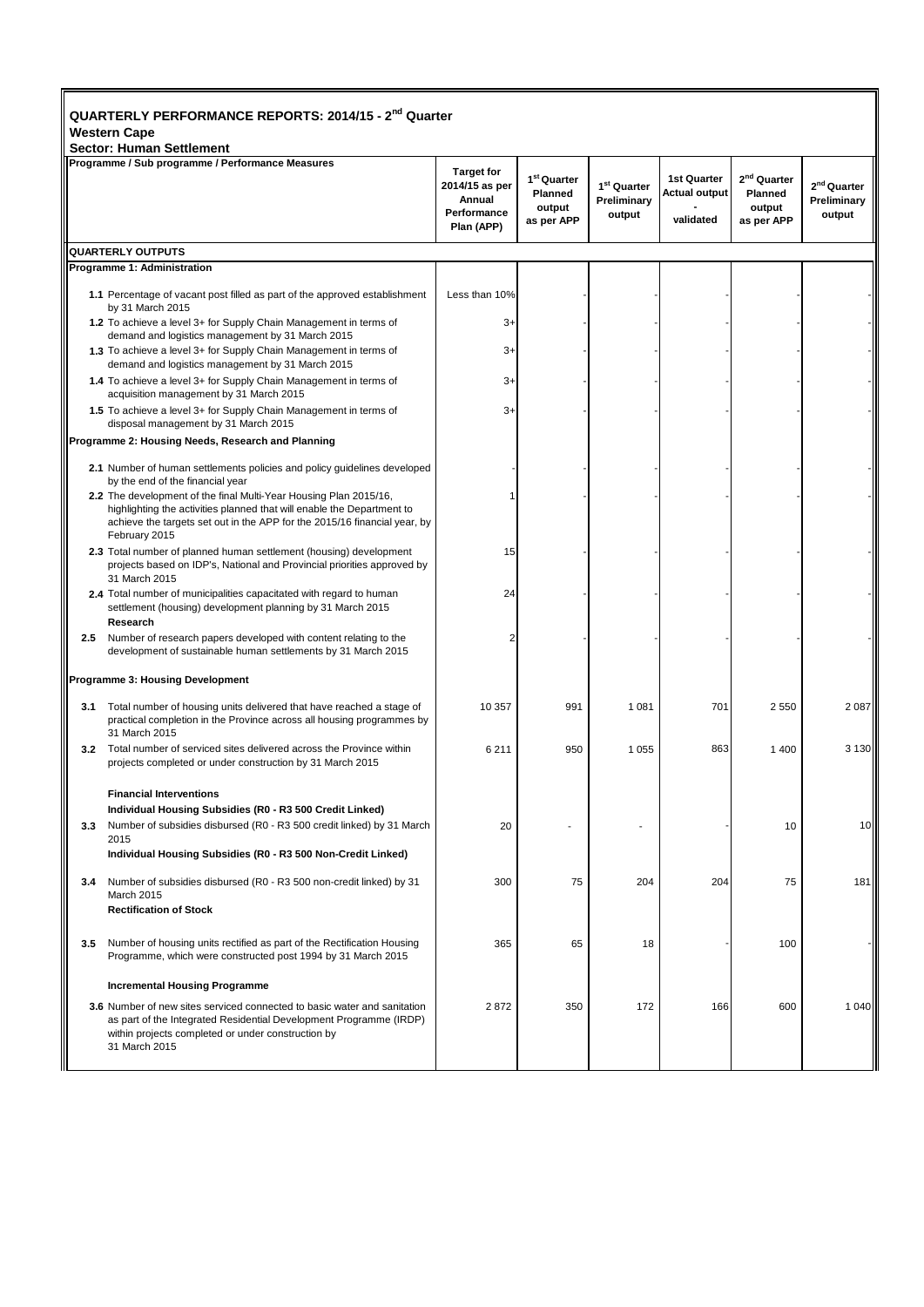## QUARTERLY PERFORMANCE REPORTS: 2014/15 - 2nd Quarter

**Western Cape**

**Sector: Human Settlement**

| Programme / Sub programme / Performance Measures | Target for 2014/15 as per Annual Performance Plan (APP) | 1st Quarter Planned output as per APP | 1st Quarter Preliminary output | 1st Quarter Actual output - validated | 2nd Quarter Planned output as per APP | 2nd Quarter Preliminary output |
|---|---|---|---|---|---|---|
| **QUARTERLY OUTPUTS** | | | | | | |
| **Programme 1: Administration** | | | | | | |
| **1.1** Percentage of vacant post filled as part of the approved establishment by 31 March 2015 | Less than 10% | - | - | - | - | - |
| **1.2** To achieve a level 3+ for Supply Chain Management in terms of demand and logistics management by 31 March 2015 | 3+ | - | - | - | - | - |
| **1.3** To achieve a level 3+ for Supply Chain Management in terms of demand and logistics management by 31 March 2015 | 3+ | - | - | - | - | - |
| **1.4** To achieve a level 3+ for Supply Chain Management in terms of acquisition management by 31 March 2015 | 3+ | - | - | - | - | - |
| **1.5** To achieve a level 3+ for Supply Chain Management in terms of disposal management by 31 March 2015 | 3+ | - | - | - | - | - |
| **Programme 2: Housing Needs, Research and Planning** | | | | | | |
| **2.1** Number of human settlements policies and policy guidelines developed by the end of the financial year | - | - | - | - | - | - |
| **2.2** The development of the final Multi-Year Housing Plan 2015/16, highlighting the activities planned that will enable the Department to achieve the targets set out in the APP for the 2015/16 financial year, by February 2015 | 1 | - | - | - | - | - |
| **2.3** Total number of planned human settlement (housing) development projects based on IDP's, National and Provincial priorities approved by 31 March 2015 | 15 | - | - | - | - | - |
| **2.4** Total number of municipalities capacitated with regard to human settlement (housing) development planning by 31 March 2015 | 24 | - | - | - | - | - |
| **Research** | | | | | | |
| **2.5** Number of research papers developed with content relating to the development of sustainable human settlements by 31 March 2015 | 2 | - | - | - | - | - |
| **Programme 3: Housing Development** | | | | | | |
| **3.1** Total number of housing units delivered that have reached a stage of practical completion in the Province across all housing programmes by 31 March 2015 | 10 357 | 991 | 1 081 | 701 | 2 550 | 2 087 |
| **3.2** Total number of serviced sites delivered across the Province within projects completed or under construction by 31 March 2015 | 6 211 | 950 | 1 055 | 863 | 1 400 | 3 130 |
| **Financial Interventions** | | | | | | |
| **Individual Housing Subsidies (R0 - R3 500 Credit Linked)** | | | | | | |
| **3.3** Number of subsidies disbursed (R0 - R3 500 credit linked) by 31 March 2015 | 20 | - | - | - | 10 | 10 |
| **Individual Housing Subsidies (R0 - R3 500 Non-Credit Linked)** | | | | | | |
| **3.4** Number of subsidies disbursed (R0 - R3 500 non-credit linked) by 31 March 2015 | 300 | 75 | 204 | 204 | 75 | 181 |
| **Rectification of Stock** | | | | | | |
| **3.5** Number of housing units rectified as part of the Rectification Housing Programme, which were constructed post 1994 by 31 March 2015 | 365 | 65 | 18 | - | 100 | - |
| **Incremental Housing Programme** | | | | | | |
| **3.6** Number of new sites serviced connected to basic water and sanitation as part of the Integrated Residential Development Programme (IRDP) within projects completed or under construction by 31 March 2015 | 2 872 | 350 | 172 | 166 | 600 | 1 040 |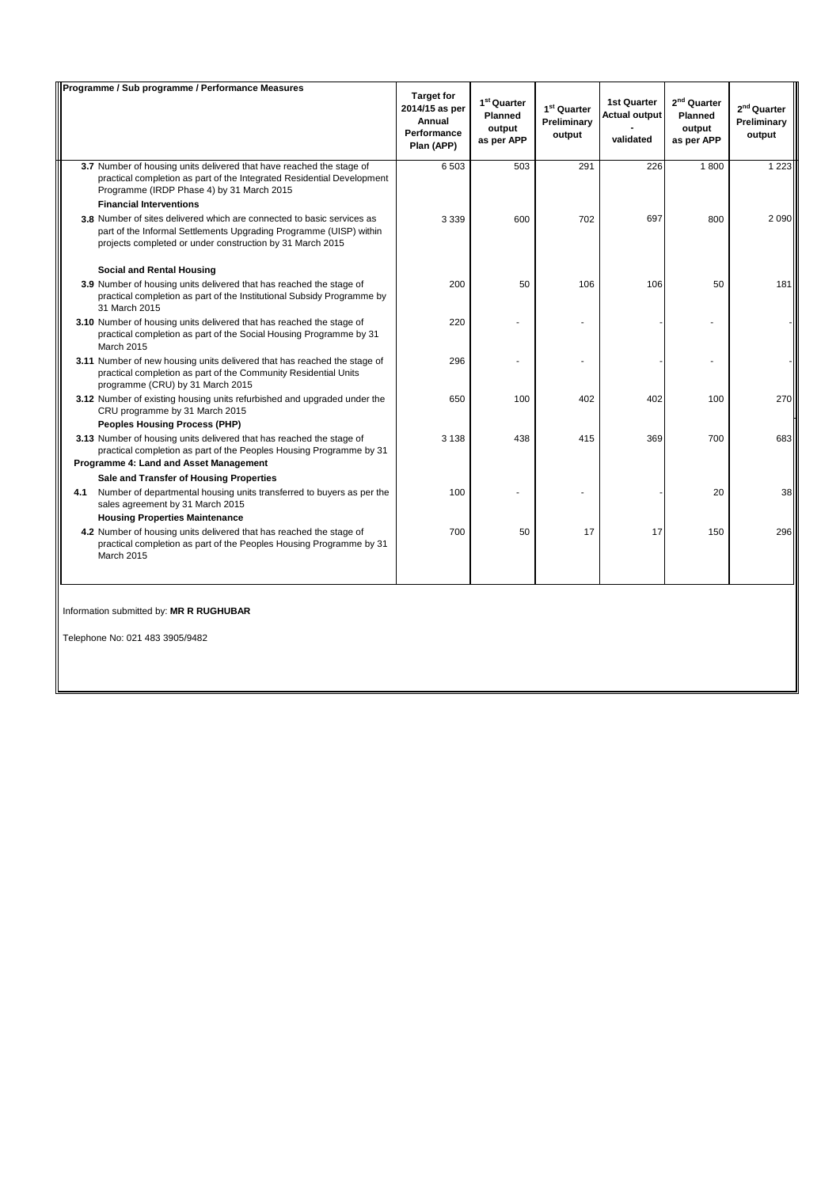| Programme / Sub programme / Performance Measures | Target for 2014/15 as per Annual Performance Plan (APP) | 1st Quarter Planned output as per APP | 1st Quarter Preliminary output | 1st Quarter Actual output - validated | 2nd Quarter Planned output as per APP | 2nd Quarter Preliminary output |
|---|---|---|---|---|---|---|
| **3.7** Number of housing units delivered that have reached the stage of practical completion as part of the Integrated Residential Development Programme (IRDP Phase 4) by 31 March 2015 | 6 503 | 503 | 291 | 226 | 1 800 | 1 223 |
| **Financial Interventions** | | | | | | |
| **3.8** Number of sites delivered which are connected to basic services as part of the Informal Settlements Upgrading Programme (UISP) within projects completed or under construction by 31 March 2015 | 3 339 | 600 | 702 | 697 | 800 | 2 090 |
| **Social and Rental Housing** | | | | | | |
| **3.9** Number of housing units delivered that has reached the stage of practical completion as part of the Institutional Subsidy Programme by 31 March 2015 | 200 | 50 | 106 | 106 | 50 | 181 |
| **3.10** Number of housing units delivered that has reached the stage of practical completion as part of the Social Housing Programme by 31 March 2015 | 220 | - | - | - | - | - |
| **3.11** Number of new housing units delivered that has reached the stage of practical completion as part of the Community Residential Units programme (CRU) by 31 March 2015 | 296 | - | - | - | - | - |
| **3.12** Number of existing housing units refurbished and upgraded under the CRU programme by 31 March 2015 | 650 | 100 | 402 | 402 | 100 | 270 |
| **Peoples Housing Process (PHP)** | | | | | | |
| **3.13** Number of housing units delivered that has reached the stage of practical completion as part of the Peoples Housing Programme by 31 | 3 138 | 438 | 415 | 369 | 700 | 683 |
| **Programme 4: Land and Asset Management** | | | | | | |
| **Sale and Transfer of Housing Properties** | | | | | | |
| **4.1** Number of departmental housing units transferred to buyers as per the sales agreement by 31 March 2015 | 100 | - | - | - | 20 | 38 |
| **Housing Properties Maintenance** | | | | | | |
| **4.2** Number of housing units delivered that has reached the stage of practical completion as part of the Peoples Housing Programme by 31 March 2015 | 700 | 50 | 17 | 17 | 150 | 296 |

Information submitted by: **MR R RUGHUBAR**

Telephone No: 021 483 3905/9482